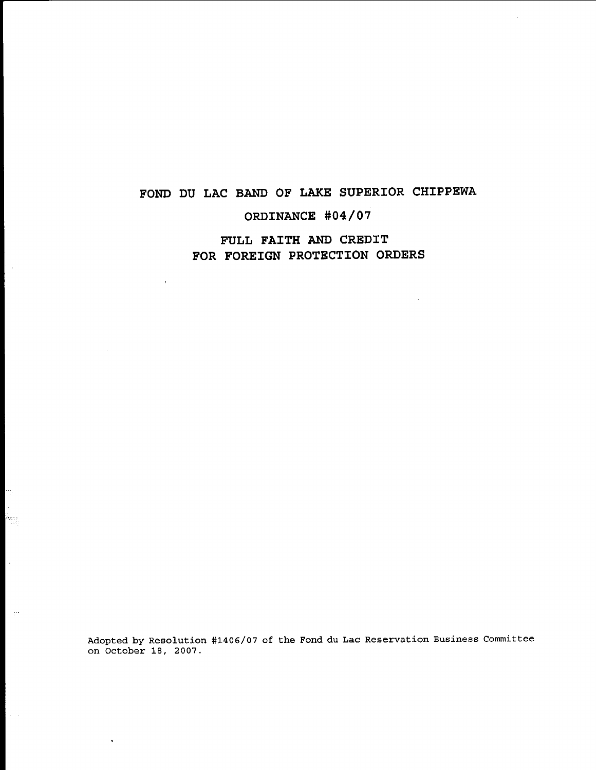# FOND DU LAC BAND OF LAKE SUPERIOR CHIPPEWA

## ORDINANCE #04/07

## FULL FAITH AND CREDIT FOR FOREIGN PROTECTION ORDERS

Adopted by Resolution #1406/07 of the Fond du Lac Reservation Business Committee on October 18, 2007.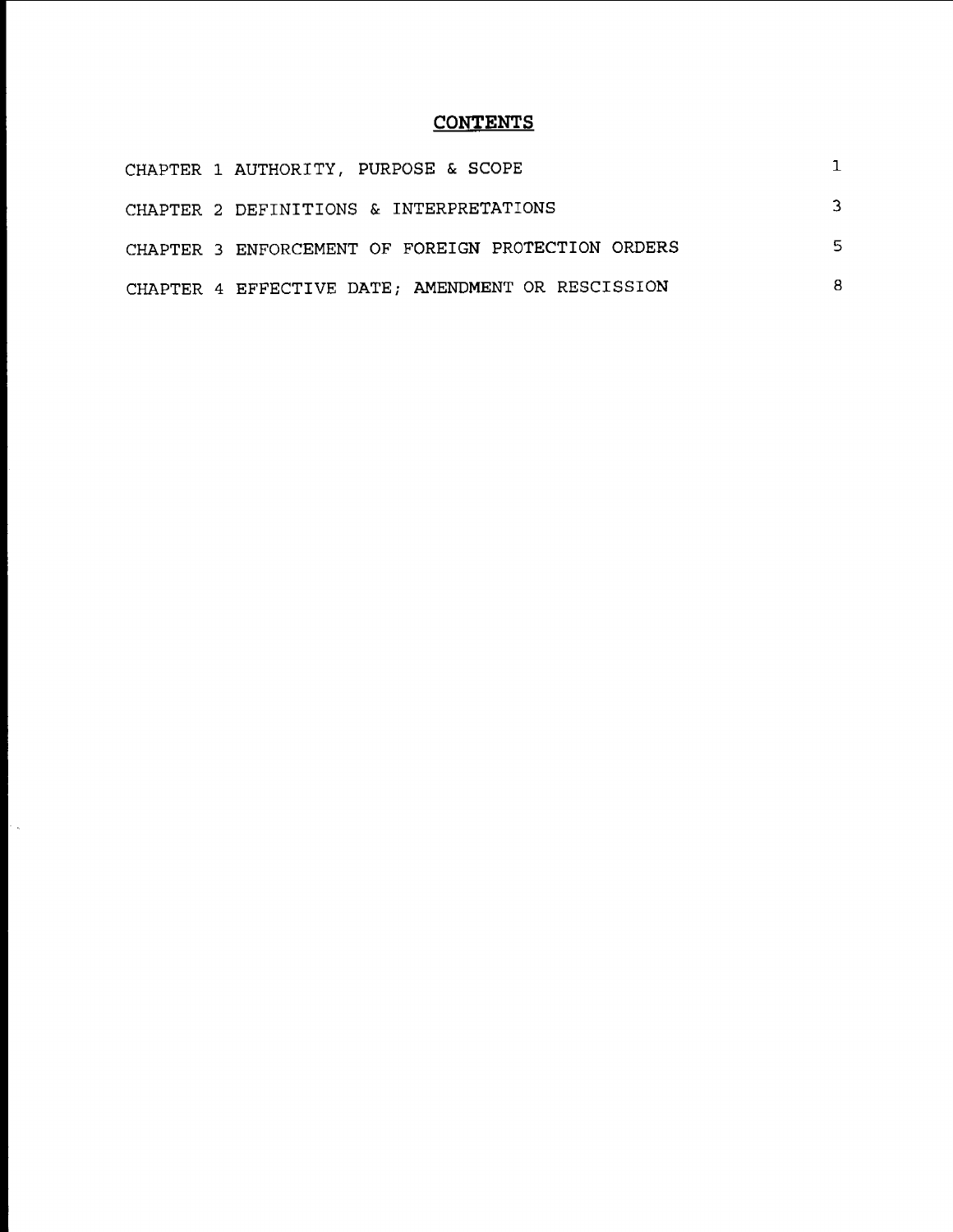# CONTENTS

| | |
|---|---|
| CHAPTER 1 AUTHORITY, PURPOSE & SCOPE | 1 |
| CHAPTER 2 DEFINITIONS & INTERPRETATIONS | 3 |
| CHAPTER 3 ENFORCEMENT OF FOREIGN PROTECTION ORDERS | 5 |
| CHAPTER 4 EFFECTIVE DATE; AMENDMENT OR RESCISSION | 8 |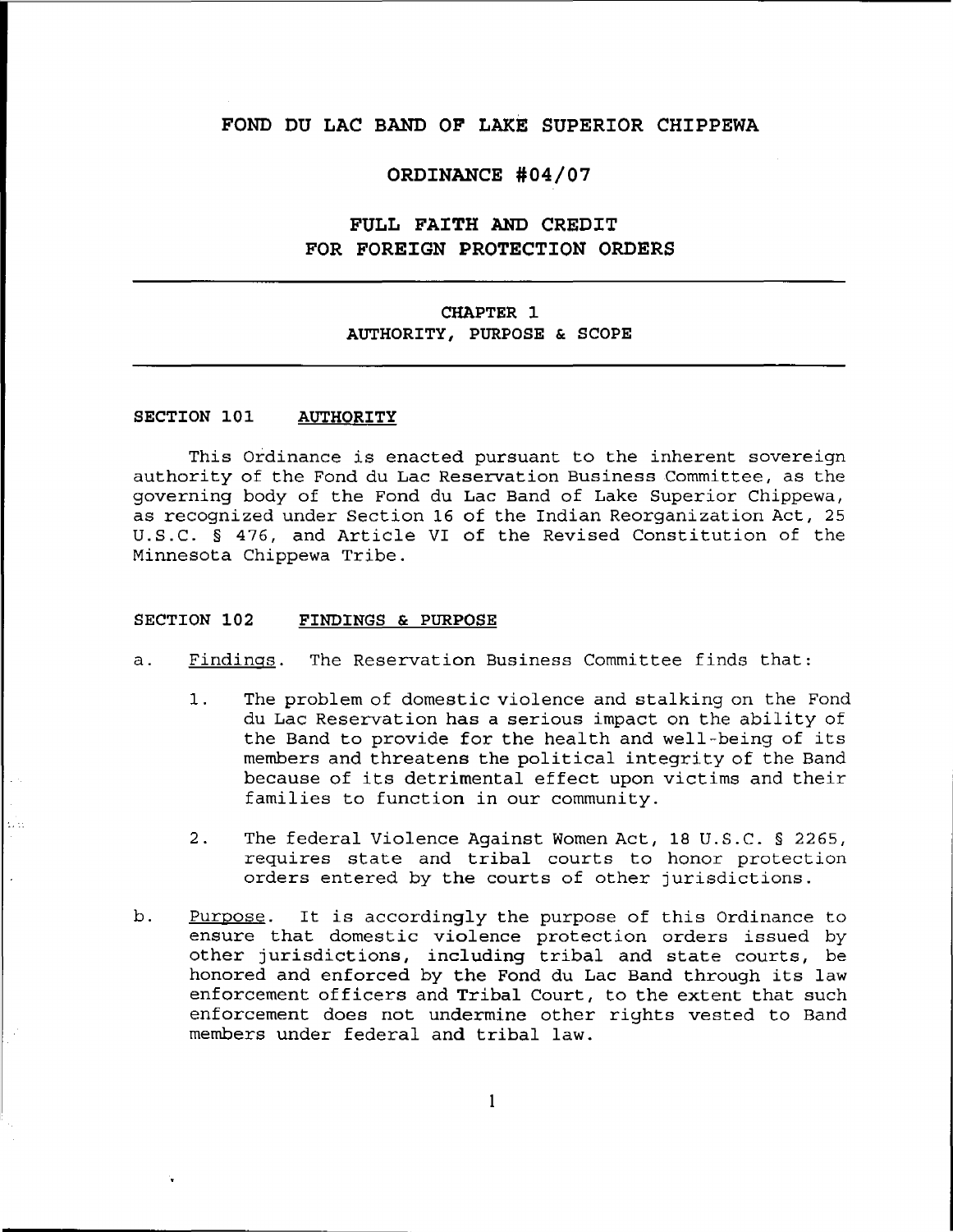# FOND DU LAC BAND OF LAKE SUPERIOR CHIPPEWA

## ORDINANCE #04/07

## FULL FAITH AND CREDIT FOR FOREIGN PROTECTION ORDERS

---

### CHAPTER 1
### AUTHORITY, PURPOSE & SCOPE

---

#### SECTION 101 AUTHORITY

This Ordinance is enacted pursuant to the inherent sovereign authority of the Fond du Lac Reservation Business Committee, as the governing body of the Fond du Lac Band of Lake Superior Chippewa, as recognized under Section 16 of the Indian Reorganization Act, 25 U.S.C. § 476, and Article VI of the Revised Constitution of the Minnesota Chippewa Tribe.

#### SECTION 102 FINDINGS & PURPOSE

a. Findings. The Reservation Business Committee finds that:

1. The problem of domestic violence and stalking on the Fond du Lac Reservation has a serious impact on the ability of the Band to provide for the health and well-being of its members and threatens the political integrity of the Band because of its detrimental effect upon victims and their families to function in our community.

2. The federal Violence Against Women Act, 18 U.S.C. § 2265, requires state and tribal courts to honor protection orders entered by the courts of other jurisdictions.

b. Purpose. It is accordingly the purpose of this Ordinance to ensure that domestic violence protection orders issued by other jurisdictions, including tribal and state courts, be honored and enforced by the Fond du Lac Band through its law enforcement officers and Tribal Court, to the extent that such enforcement does not undermine other rights vested to Band members under federal and tribal law.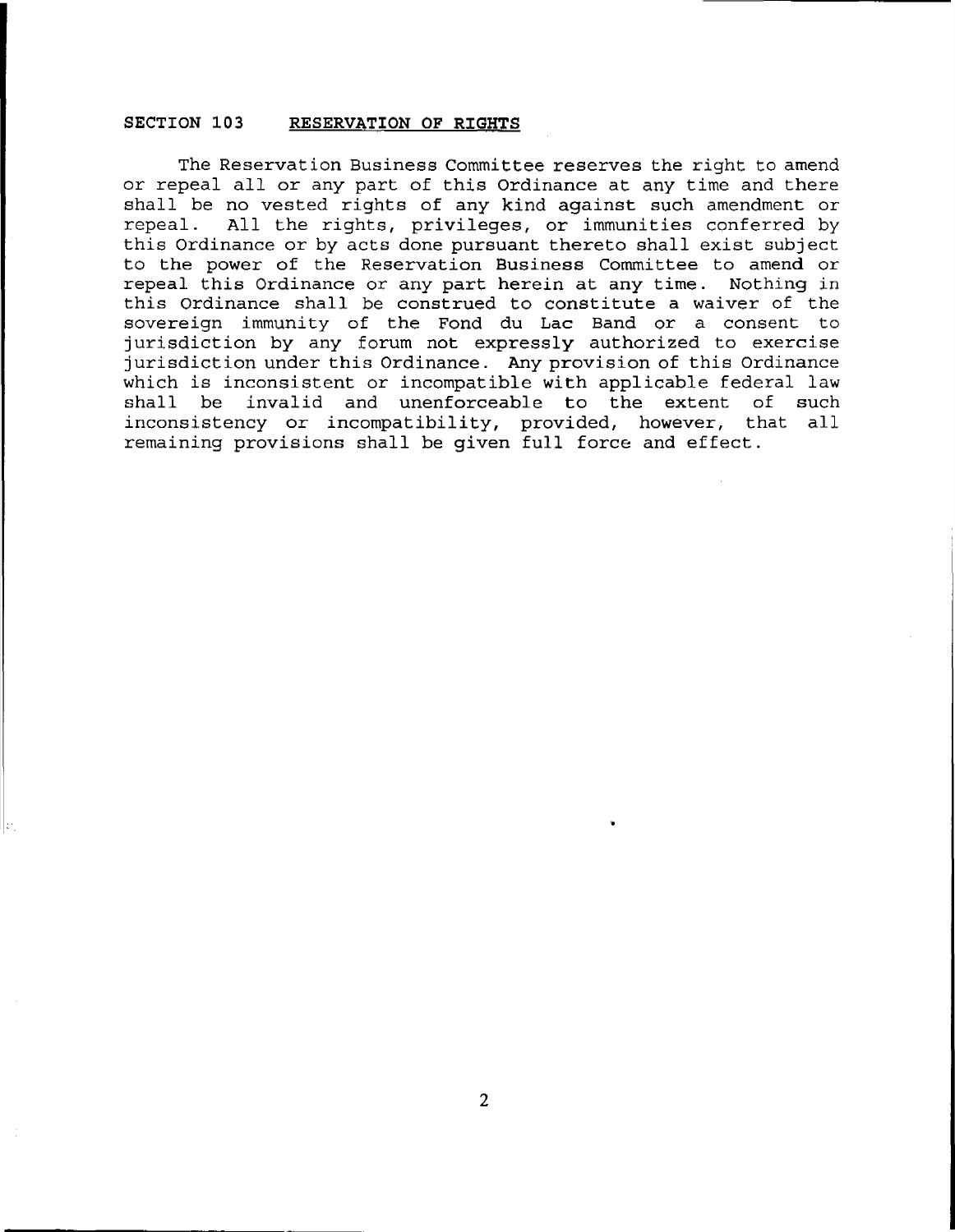## SECTION 103 RESERVATION OF RIGHTS

The Reservation Business Committee reserves the right to amend or repeal all or any part of this Ordinance at any time and there shall be no vested rights of any kind against such amendment or repeal. All the rights, privileges, or immunities conferred by this Ordinance or by acts done pursuant thereto shall exist subject to the power of the Reservation Business Committee to amend or repeal this Ordinance or any part herein at any time. Nothing in this Ordinance shall be construed to constitute a waiver of the sovereign immunity of the Fond du Lac Band or a consent to jurisdiction by any forum not expressly authorized to exercise jurisdiction under this Ordinance. Any provision of this Ordinance which is inconsistent or incompatible with applicable federal law shall be invalid and unenforceable to the extent of such inconsistency or incompatibility, provided, however, that all remaining provisions shall be given full force and effect.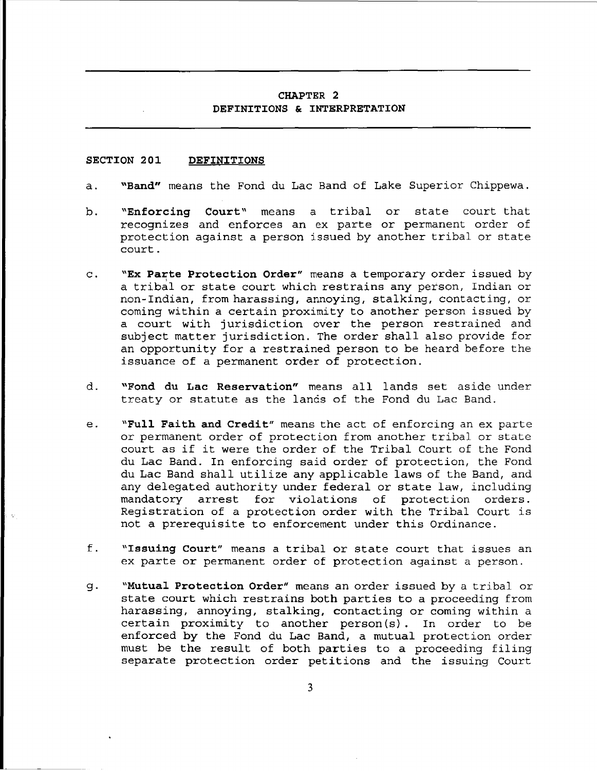# CHAPTER 2
## DEFINITIONS & INTERPRETATION

### SECTION 201 DEFINITIONS

a. **"Band"** means the Fond du Lac Band of Lake Superior Chippewa.

b. **"Enforcing Court"** means a tribal or state court that recognizes and enforces an ex parte or permanent order of protection against a person issued by another tribal or state court.

c. **"Ex Parte Protection Order"** means a temporary order issued by a tribal or state court which restrains any person, Indian or non-Indian, from harassing, annoying, stalking, contacting, or coming within a certain proximity to another person issued by a court with jurisdiction over the person restrained and subject matter jurisdiction. The order shall also provide for an opportunity for a restrained person to be heard before the issuance of a permanent order of protection.

d. **"Fond du Lac Reservation"** means all lands set aside under treaty or statute as the lands of the Fond du Lac Band.

e. **"Full Faith and Credit"** means the act of enforcing an ex parte or permanent order of protection from another tribal or state court as if it were the order of the Tribal Court of the Fond du Lac Band. In enforcing said order of protection, the Fond du Lac Band shall utilize any applicable laws of the Band, and any delegated authority under federal or state law, including mandatory arrest for violations of protection orders. Registration of a protection order with the Tribal Court is not a prerequisite to enforcement under this Ordinance.

f. **"Issuing Court"** means a tribal or state court that issues an ex parte or permanent order of protection against a person.

g. **"Mutual Protection Order"** means an order issued by a tribal or state court which restrains both parties to a proceeding from harassing, annoying, stalking, contacting or coming within a certain proximity to another person(s). In order to be enforced by the Fond du Lac Band, a mutual protection order must be the result of both parties to a proceeding filing separate protection order petitions and the issuing Court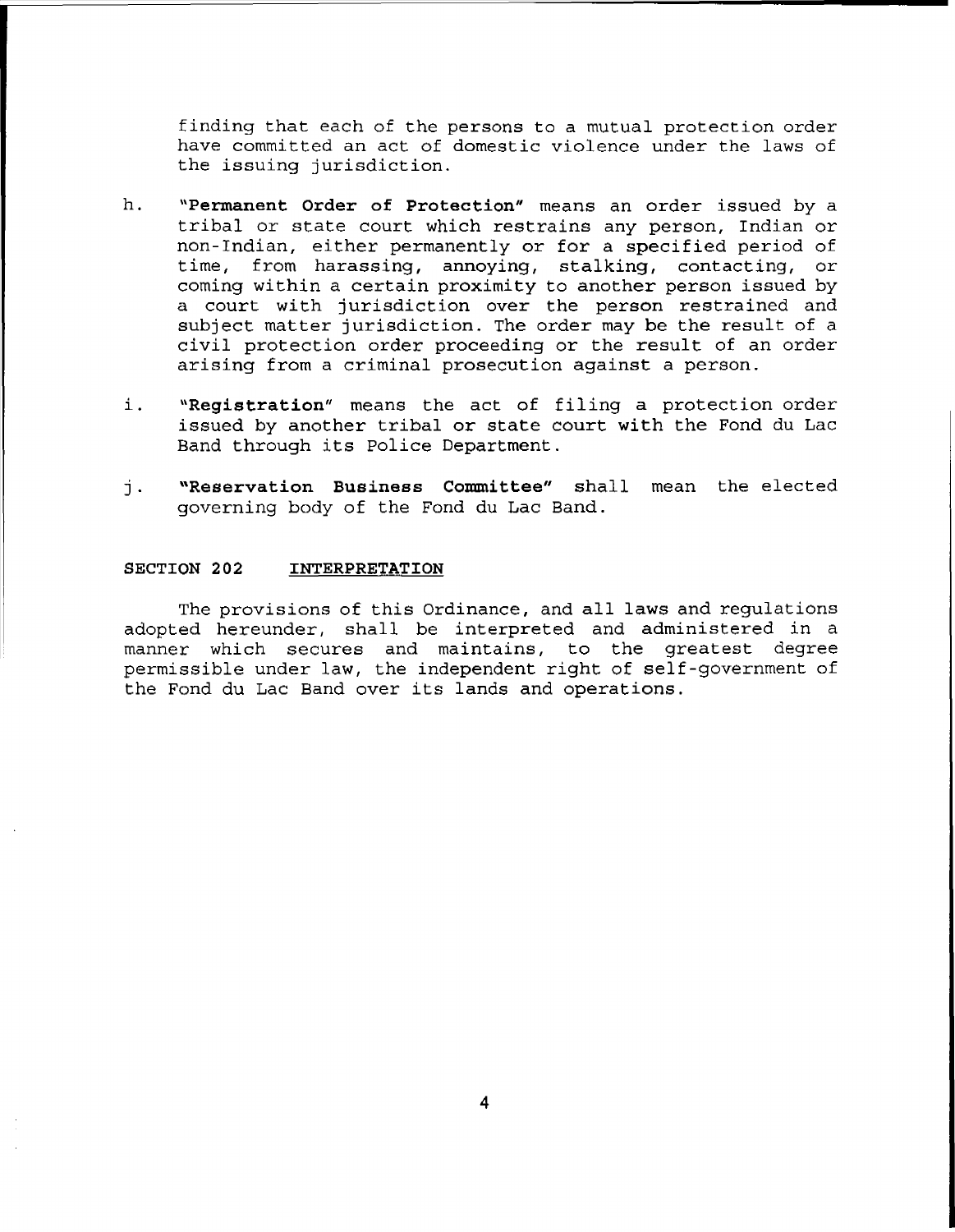finding that each of the persons to a mutual protection order have committed an act of domestic violence under the laws of the issuing jurisdiction.

h. **"Permanent Order of Protection"** means an order issued by a tribal or state court which restrains any person, Indian or non-Indian, either permanently or for a specified period of time, from harassing, annoying, stalking, contacting, or coming within a certain proximity to another person issued by a court with jurisdiction over the person restrained and subject matter jurisdiction. The order may be the result of a civil protection order proceeding or the result of an order arising from a criminal prosecution against a person.

i. **"Registration"** means the act of filing a protection order issued by another tribal or state court with the Fond du Lac Band through its Police Department.

j. **"Reservation Business Committee"** shall mean the elected governing body of the Fond du Lac Band.

### SECTION 202 INTERPRETATION

The provisions of this Ordinance, and all laws and regulations adopted hereunder, shall be interpreted and administered in a manner which secures and maintains, to the greatest degree permissible under law, the independent right of self-government of the Fond du Lac Band over its lands and operations.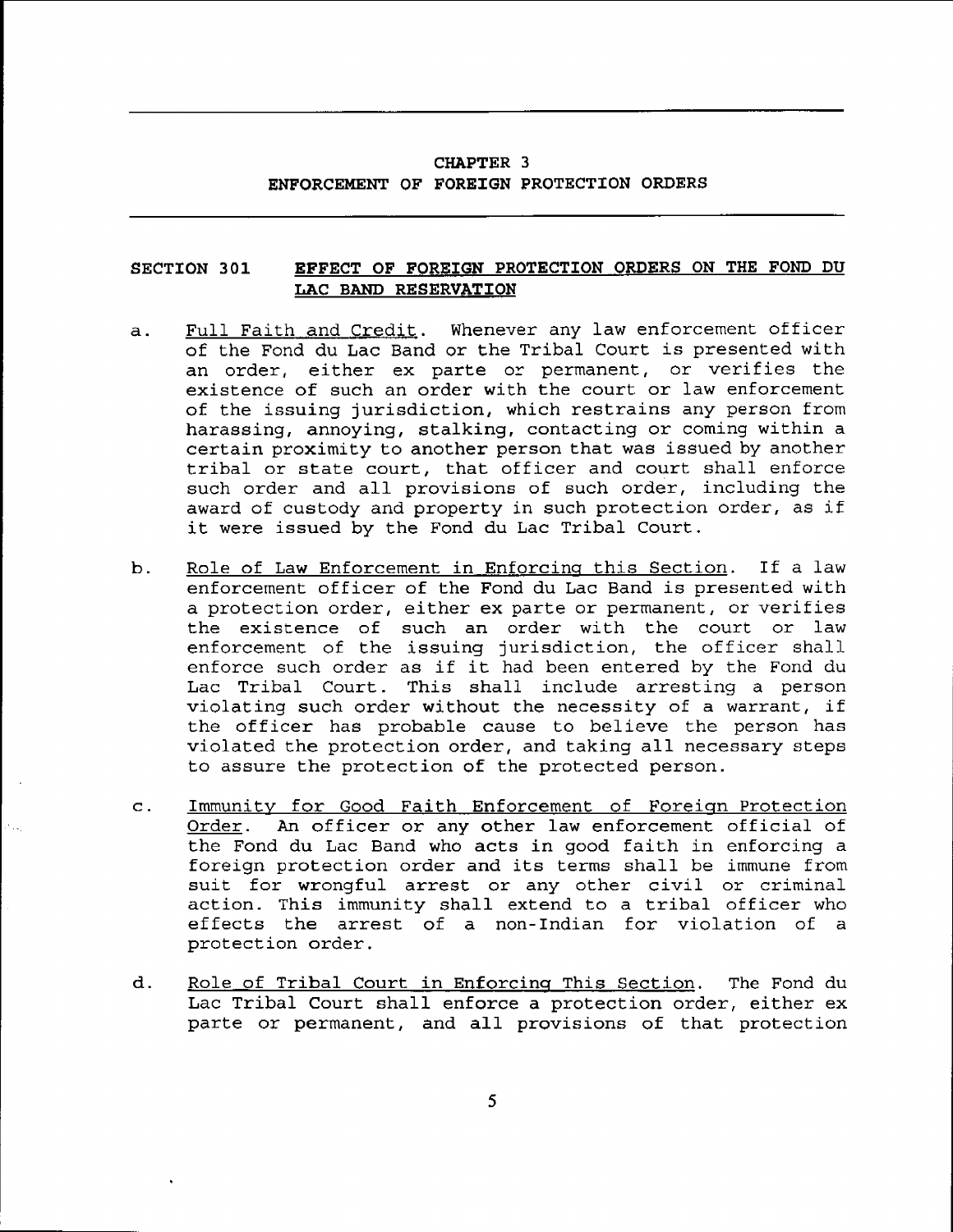# CHAPTER 3
## ENFORCEMENT OF FOREIGN PROTECTION ORDERS

### SECTION 301 EFFECT OF FOREIGN PROTECTION ORDERS ON THE FOND DU LAC BAND RESERVATION

a. Full Faith and Credit. Whenever any law enforcement officer of the Fond du Lac Band or the Tribal Court is presented with an order, either ex parte or permanent, or verifies the existence of such an order with the court or law enforcement of the issuing jurisdiction, which restrains any person from harassing, annoying, stalking, contacting or coming within a certain proximity to another person that was issued by another tribal or state court, that officer and court shall enforce such order and all provisions of such order, including the award of custody and property in such protection order, as if it were issued by the Fond du Lac Tribal Court.

b. Role of Law Enforcement in Enforcing this Section. If a law enforcement officer of the Fond du Lac Band is presented with a protection order, either ex parte or permanent, or verifies the existence of such an order with the court or law enforcement of the issuing jurisdiction, the officer shall enforce such order as if it had been entered by the Fond du Lac Tribal Court. This shall include arresting a person violating such order without the necessity of a warrant, if the officer has probable cause to believe the person has violated the protection order, and taking all necessary steps to assure the protection of the protected person.

c. Immunity for Good Faith Enforcement of Foreign Protection Order. An officer or any other law enforcement official of the Fond du Lac Band who acts in good faith in enforcing a foreign protection order and its terms shall be immune from suit for wrongful arrest or any other civil or criminal action. This immunity shall extend to a tribal officer who effects the arrest of a non-Indian for violation of a protection order.

d. Role of Tribal Court in Enforcing This Section. The Fond du Lac Tribal Court shall enforce a protection order, either ex parte or permanent, and all provisions of that protection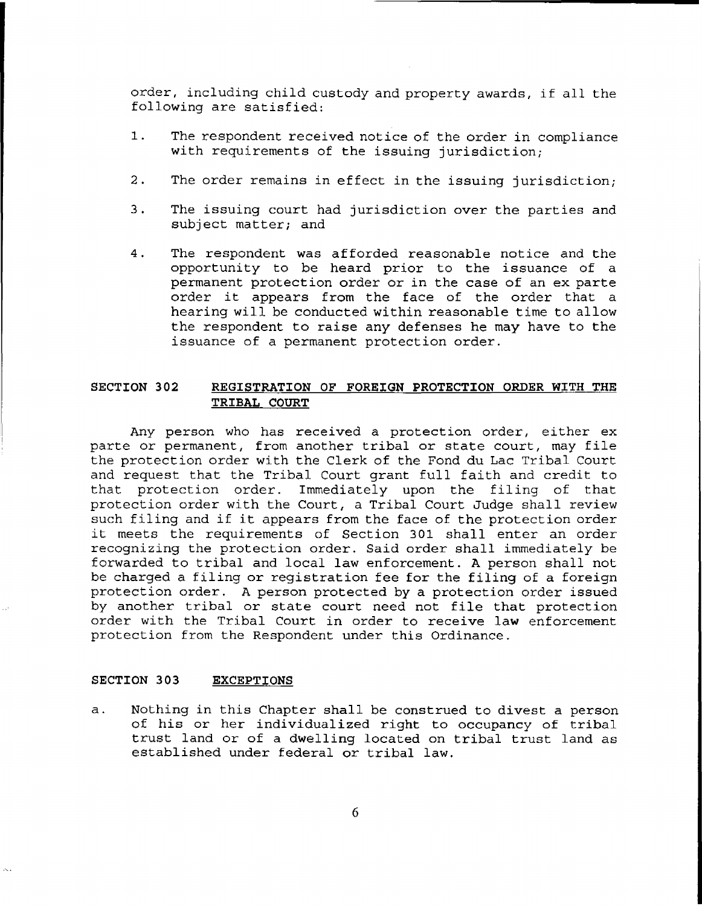order, including child custody and property awards, if all the following are satisfied:

1. The respondent received notice of the order in compliance with requirements of the issuing jurisdiction;

2. The order remains in effect in the issuing jurisdiction;

3. The issuing court had jurisdiction over the parties and subject matter; and

4. The respondent was afforded reasonable notice and the opportunity to be heard prior to the issuance of a permanent protection order or in the case of an ex parte order it appears from the face of the order that a hearing will be conducted within reasonable time to allow the respondent to raise any defenses he may have to the issuance of a permanent protection order.

## SECTION 302 REGISTRATION OF FOREIGN PROTECTION ORDER WITH THE TRIBAL COURT

Any person who has received a protection order, either ex parte or permanent, from another tribal or state court, may file the protection order with the Clerk of the Fond du Lac Tribal Court and request that the Tribal Court grant full faith and credit to that protection order. Immediately upon the filing of that protection order with the Court, a Tribal Court Judge shall review such filing and if it appears from the face of the protection order it meets the requirements of Section 301 shall enter an order recognizing the protection order. Said order shall immediately be forwarded to tribal and local law enforcement. A person shall not be charged a filing or registration fee for the filing of a foreign protection order. A person protected by a protection order issued by another tribal or state court need not file that protection order with the Tribal Court in order to receive law enforcement protection from the Respondent under this Ordinance.

## SECTION 303 EXCEPTIONS

a. Nothing in this Chapter shall be construed to divest a person of his or her individualized right to occupancy of tribal trust land or of a dwelling located on tribal trust land as established under federal or tribal law.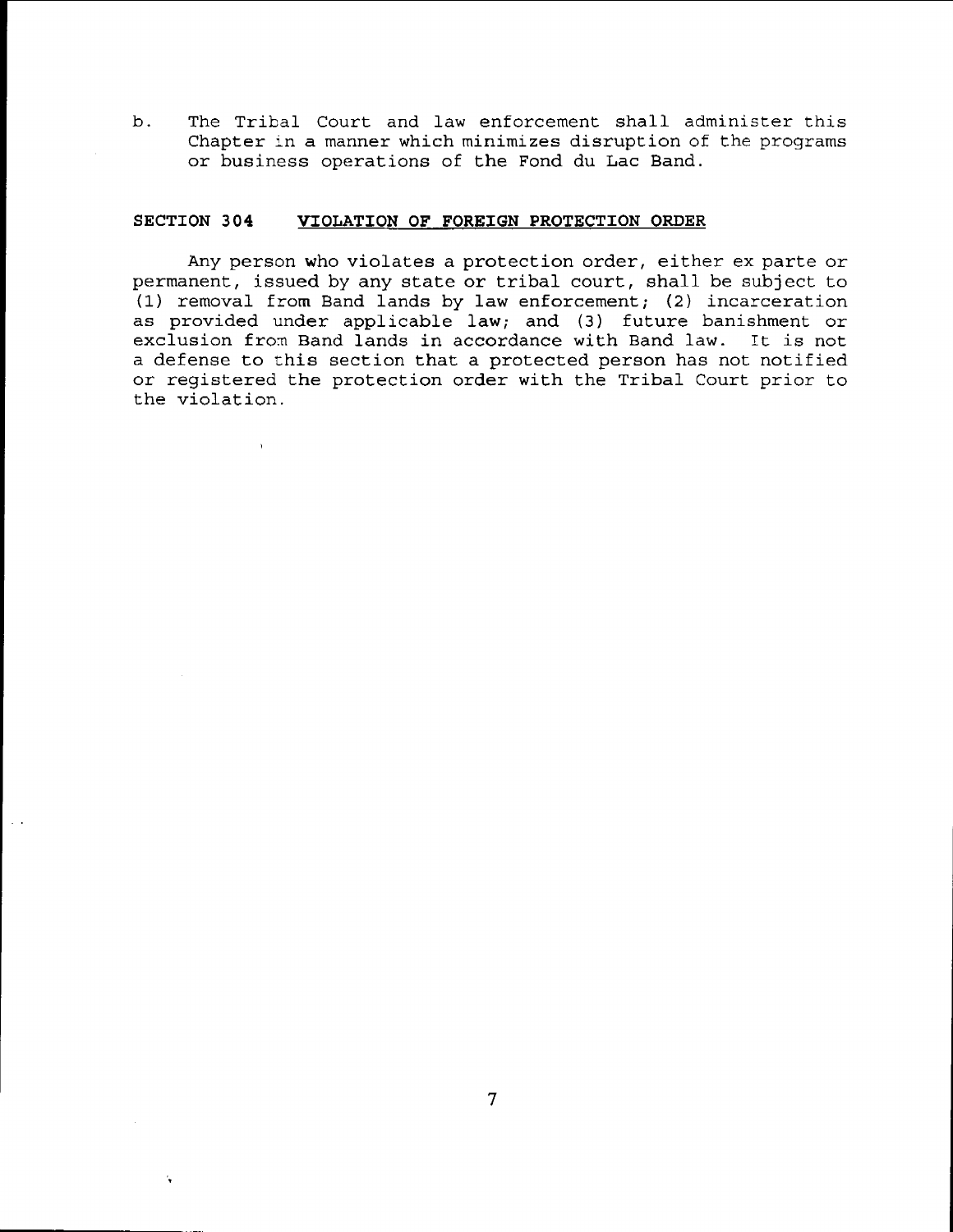b. The Tribal Court and law enforcement shall administer this Chapter in a manner which minimizes disruption of the programs or business operations of the Fond du Lac Band.

### SECTION 304 VIOLATION OF FOREIGN PROTECTION ORDER

Any person who violates a protection order, either ex parte or permanent, issued by any state or tribal court, shall be subject to (1) removal from Band lands by law enforcement; (2) incarceration as provided under applicable law; and (3) future banishment or exclusion from Band lands in accordance with Band law. It is not a defense to this section that a protected person has not notified or registered the protection order with the Tribal Court prior to the violation.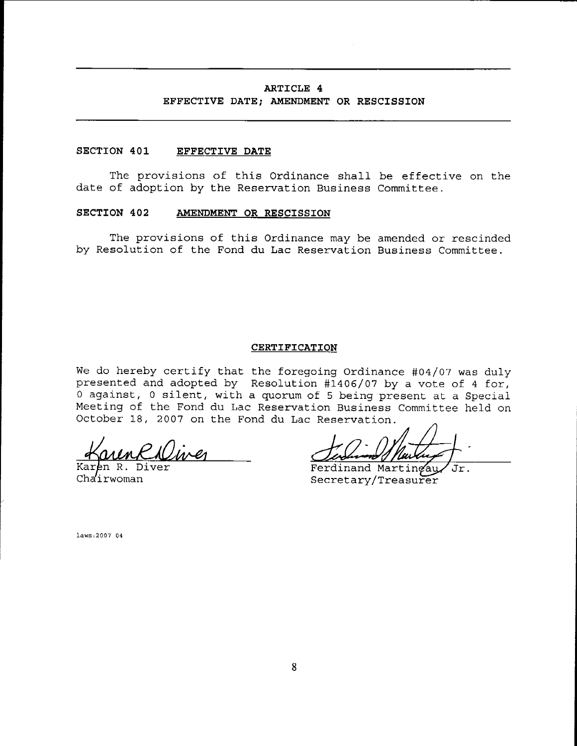## ARTICLE 4
## EFFECTIVE DATE; AMENDMENT OR RESCISSION

### SECTION 401 EFFECTIVE DATE

The provisions of this Ordinance shall be effective on the date of adoption by the Reservation Business Committee.

### SECTION 402 AMENDMENT OR RESCISSION

The provisions of this Ordinance may be amended or rescinded by Resolution of the Fond du Lac Reservation Business Committee.

### CERTIFICATION

We do hereby certify that the foregoing Ordinance #04/07 was duly presented and adopted by Resolution #1406/07 by a vote of 4 for, 0 against, 0 silent, with a quorum of 5 being present at a Special Meeting of the Fond du Lac Reservation Business Committee held on October 18, 2007 on the Fond du Lac Reservation.

Karen R. Diver
Chairwoman

Ferdinand Martineau, Jr.
Secretary/Treasurer

laws:2007 04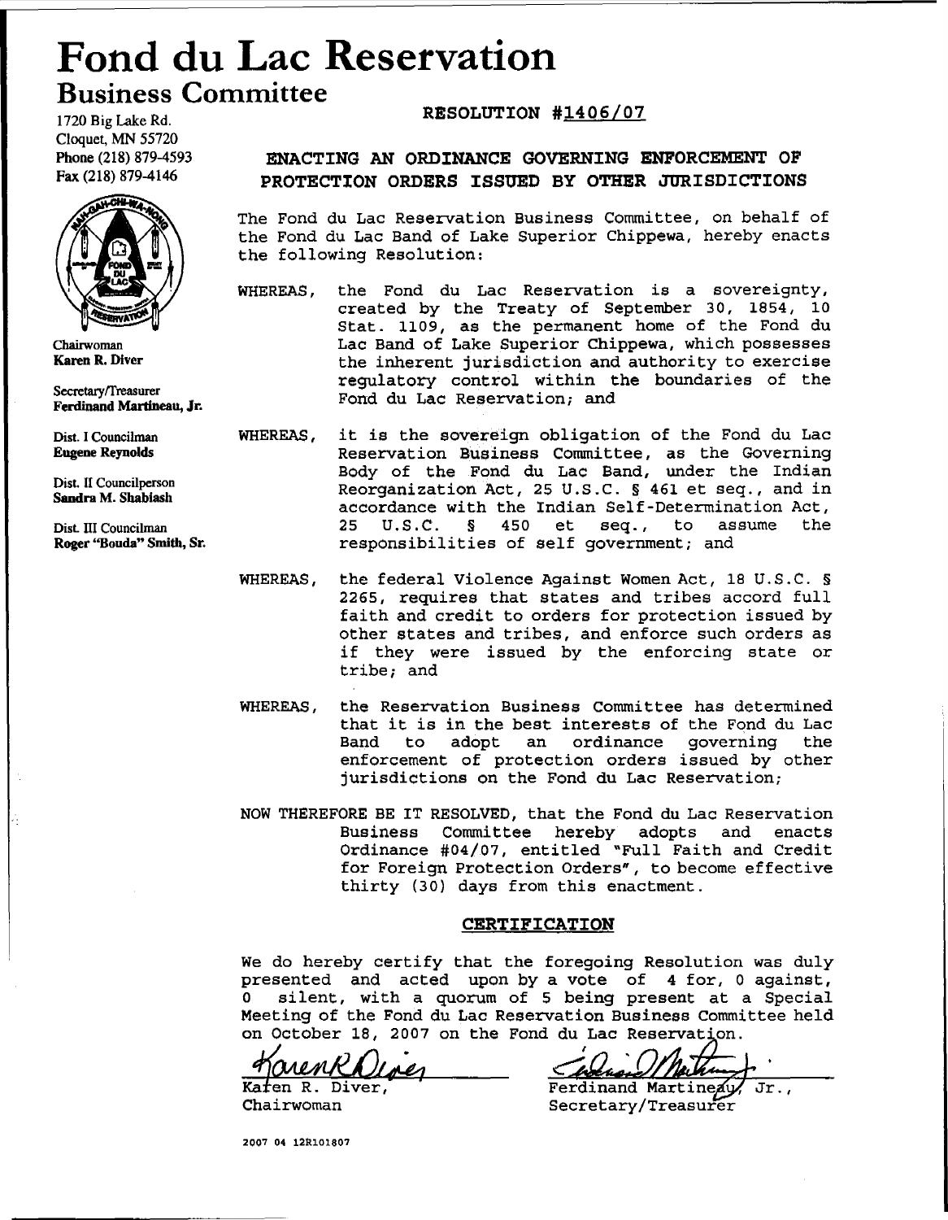# Fond du Lac Reservation

## Business Committee

1720 Big Lake Rd.
Cloquet, MN 55720
Phone (218) 879-4593
Fax (218) 879-4146

Chairwoman
**Karen R. Diver**

Secretary/Treasurer
**Ferdinand Martineau, Jr.**

Dist. I Councilman
**Eugene Reynolds**

Dist. II Councilperson
**Sandra M. Shabiash**

Dist. III Councilman
**Roger "Bouda" Smith, Sr.**

**RESOLUTION #1406/07**

**ENACTING AN ORDINANCE GOVERNING ENFORCEMENT OF PROTECTION ORDERS ISSUED BY OTHER JURISDICTIONS**

The Fond du Lac Reservation Business Committee, on behalf of the Fond du Lac Band of Lake Superior Chippewa, hereby enacts the following Resolution:

WHEREAS, the Fond du Lac Reservation is a sovereignty, created by the Treaty of September 30, 1854, 10 Stat. 1109, as the permanent home of the Fond du Lac Band of Lake Superior Chippewa, which possesses the inherent jurisdiction and authority to exercise regulatory control within the boundaries of the Fond du Lac Reservation; and

WHEREAS, it is the sovereign obligation of the Fond du Lac Reservation Business Committee, as the Governing Body of the Fond du Lac Band, under the Indian Reorganization Act, 25 U.S.C. § 461 et seq., and in accordance with the Indian Self-Determination Act, 25 U.S.C. § 450 et seq., to assume the responsibilities of self government; and

WHEREAS, the federal Violence Against Women Act, 18 U.S.C. § 2265, requires that states and tribes accord full faith and credit to orders for protection issued by other states and tribes, and enforce such orders as if they were issued by the enforcing state or tribe; and

WHEREAS, the Reservation Business Committee has determined that it is in the best interests of the Fond du Lac Band to adopt an ordinance governing the enforcement of protection orders issued by other jurisdictions on the Fond du Lac Reservation;

NOW THEREFORE BE IT RESOLVED, that the Fond du Lac Reservation Business Committee hereby adopts and enacts Ordinance #04/07, entitled "Full Faith and Credit for Foreign Protection Orders", to become effective thirty (30) days from this enactment.

**CERTIFICATION**

We do hereby certify that the foregoing Resolution was duly presented and acted upon by a vote of 4 for, 0 against, 0 silent, with a quorum of 5 being present at a Special Meeting of the Fond du Lac Reservation Business Committee held on October 18, 2007 on the Fond du Lac Reservation.

Karen R. Diver,
Chairwoman

Ferdinand Martineau, Jr.,
Secretary/Treasurer

2007 04 12R101807